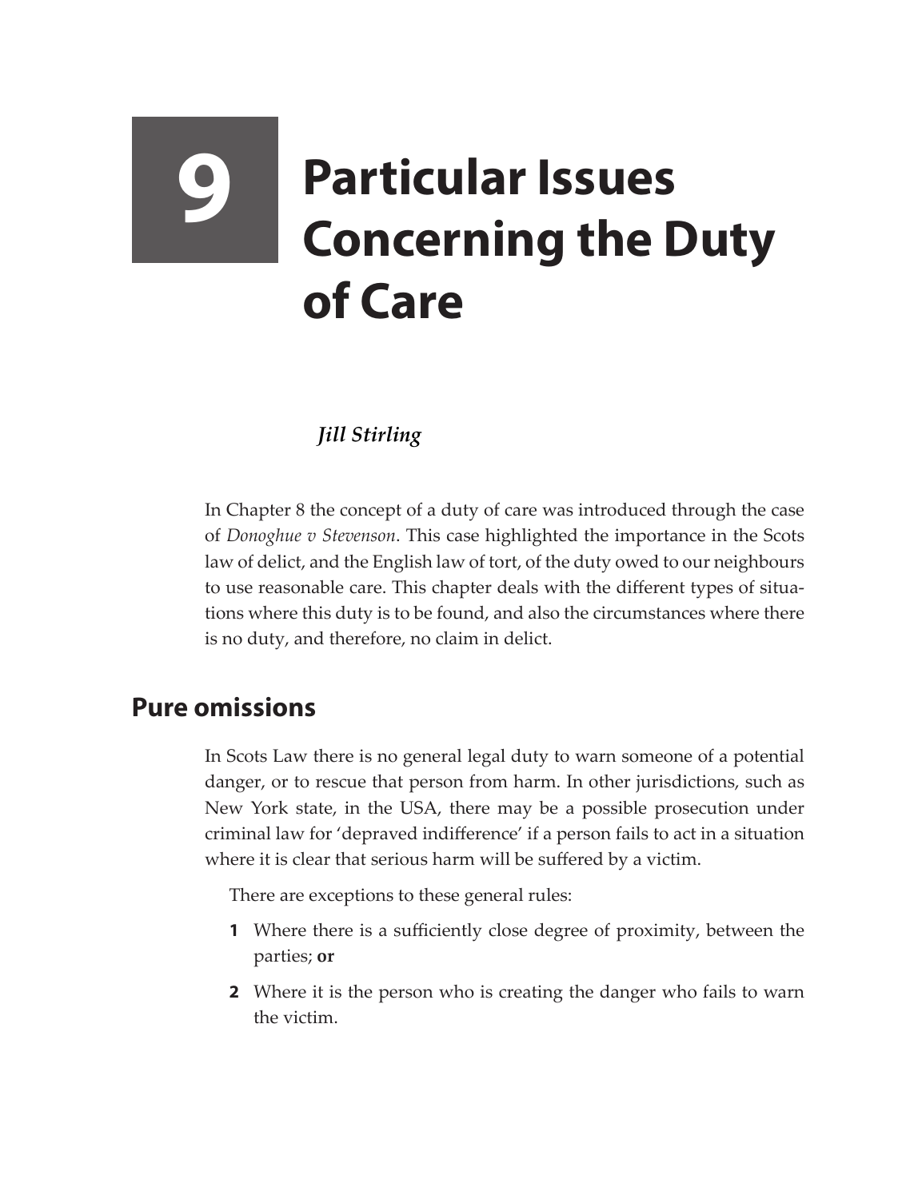# 9 Particular Issues Concerning the Duty of Care

*Jill Stirling*

In Chapter 8 the concept of a duty of care was introduced through the case of *Donoghue v Stevenson*. This case highlighted the importance in the Scots law of delict, and the English law of tort, of the duty owed to our neighbours to use reasonable care. This chapter deals with the different types of situations where this duty is to be found, and also the circumstances where there is no duty, and therefore, no claim in delict.

## Pure omissions

In Scots Law there is no general legal duty to warn someone of a potential danger, or to rescue that person from harm. In other jurisdictions, such as New York state, in the USA, there may be a possible prosecution under criminal law for 'depraved indifference' if a person fails to act in a situation where it is clear that serious harm will be suffered by a victim.

There are exceptions to these general rules:

1. Where there is a sufficiently close degree of proximity, between the parties; **or**
2. Where it is the person who is creating the danger who fails to warn the victim.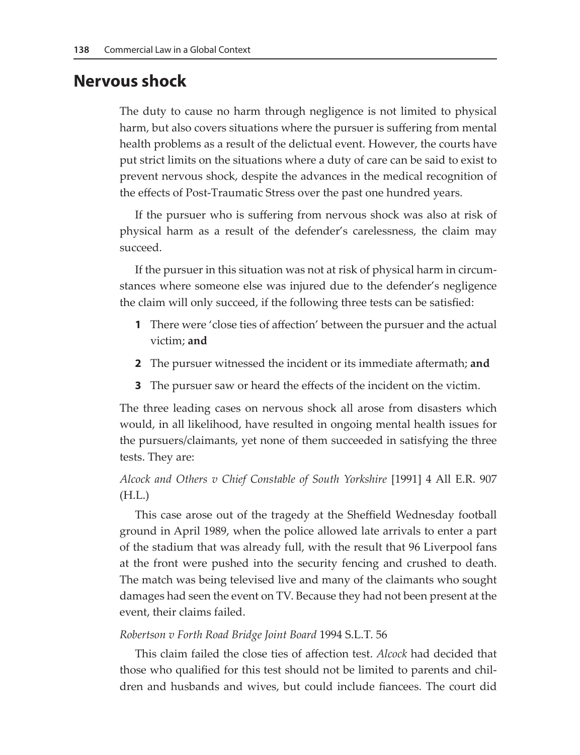## Nervous shock

The duty to cause no harm through negligence is not limited to physical harm, but also covers situations where the pursuer is suffering from mental health problems as a result of the delictual event. However, the courts have put strict limits on the situations where a duty of care can be said to exist to prevent nervous shock, despite the advances in the medical recognition of the effects of Post-Traumatic Stress over the past one hundred years.

If the pursuer who is suffering from nervous shock was also at risk of physical harm as a result of the defender's carelessness, the claim may succeed.

If the pursuer in this situation was not at risk of physical harm in circumstances where someone else was injured due to the defender's negligence the claim will only succeed, if the following three tests can be satisfied:

1. There were 'close ties of affection' between the pursuer and the actual victim; **and**
2. The pursuer witnessed the incident or its immediate aftermath; **and**
3. The pursuer saw or heard the effects of the incident on the victim.

The three leading cases on nervous shock all arose from disasters which would, in all likelihood, have resulted in ongoing mental health issues for the pursuers/claimants, yet none of them succeeded in satisfying the three tests. They are:

*Alcock and Others v Chief Constable of South Yorkshire* [1991] 4 All E.R. 907 (H.L.)

This case arose out of the tragedy at the Sheffield Wednesday football ground in April 1989, when the police allowed late arrivals to enter a part of the stadium that was already full, with the result that 96 Liverpool fans at the front were pushed into the security fencing and crushed to death. The match was being televised live and many of the claimants who sought damages had seen the event on TV. Because they had not been present at the event, their claims failed.

*Robertson v Forth Road Bridge Joint Board* 1994 S.L.T. 56

This claim failed the close ties of affection test. *Alcock* had decided that those who qualified for this test should not be limited to parents and children and husbands and wives, but could include fiancees. The court did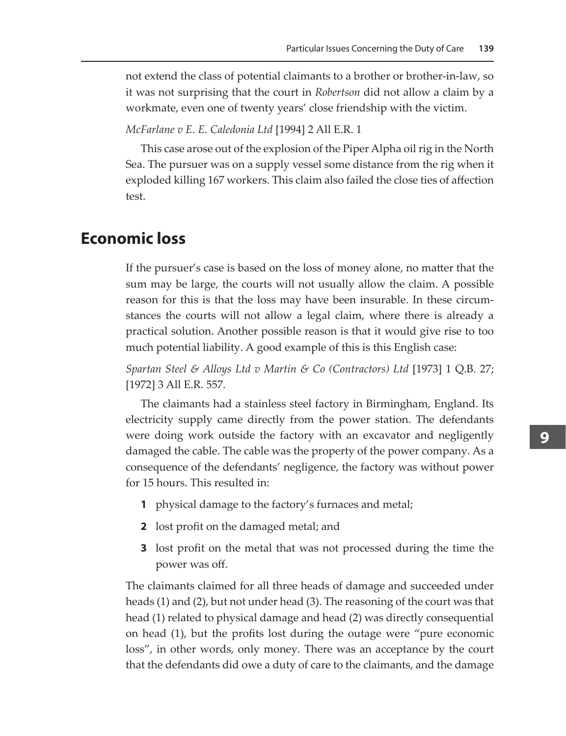not extend the class of potential claimants to a brother or brother-in-law, so it was not surprising that the court in *Robertson* did not allow a claim by a workmate, even one of twenty years' close friendship with the victim.

*McFarlane v E. E. Caledonia Ltd* [1994] 2 All E.R. 1

This case arose out of the explosion of the Piper Alpha oil rig in the North Sea. The pursuer was on a supply vessel some distance from the rig when it exploded killing 167 workers. This claim also failed the close ties of affection test.

## Economic loss

If the pursuer's case is based on the loss of money alone, no matter that the sum may be large, the courts will not usually allow the claim. A possible reason for this is that the loss may have been insurable. In these circumstances the courts will not allow a legal claim, where there is already a practical solution. Another possible reason is that it would give rise to too much potential liability. A good example of this is this English case:

*Spartan Steel & Alloys Ltd v Martin & Co (Contractors) Ltd* [1973] 1 Q.B. 27; [1972] 3 All E.R. 557.

The claimants had a stainless steel factory in Birmingham, England. Its electricity supply came directly from the power station. The defendants were doing work outside the factory with an excavator and negligently damaged the cable. The cable was the property of the power company. As a consequence of the defendants' negligence, the factory was without power for 15 hours. This resulted in:

1. physical damage to the factory's furnaces and metal;
2. lost profit on the damaged metal; and
3. lost profit on the metal that was not processed during the time the power was off.

The claimants claimed for all three heads of damage and succeeded under heads (1) and (2), but not under head (3). The reasoning of the court was that head (1) related to physical damage and head (2) was directly consequential on head (1), but the profits lost during the outage were "pure economic loss", in other words, only money. There was an acceptance by the court that the defendants did owe a duty of care to the claimants, and the damage